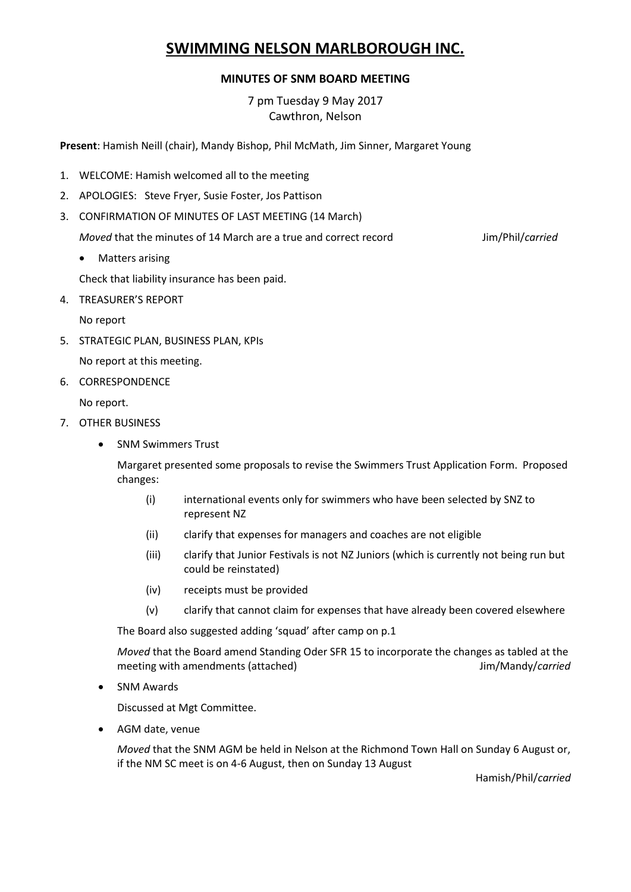# SWIMMING NELSON MARLBOROUGH INC.

### MINUTES OF SNM BOARD MEETING

7 pm Tuesday 9 May 2017
Cawthron, Nelson

**Present**: Hamish Neill (chair), Mandy Bishop, Phil McMath, Jim Sinner, Margaret Young

1. WELCOME: Hamish welcomed all to the meeting
2. APOLOGIES: Steve Fryer, Susie Foster, Jos Pattison
3. CONFIRMATION OF MINUTES OF LAST MEETING (14 March)

   *Moved* that the minutes of 14 March are a true and correct record Jim/Phil/*carried*

   - Matters arising

   Check that liability insurance has been paid.

4. TREASURER'S REPORT

   No report

5. STRATEGIC PLAN, BUSINESS PLAN, KPIs

   No report at this meeting.

6. CORRESPONDENCE

   No report.

7. OTHER BUSINESS

   - SNM Swimmers Trust

     Margaret presented some proposals to revise the Swimmers Trust Application Form. Proposed changes:

     (i) international events only for swimmers who have been selected by SNZ to represent NZ

     (ii) clarify that expenses for managers and coaches are not eligible

     (iii) clarify that Junior Festivals is not NZ Juniors (which is currently not being run but could be reinstated)

     (iv) receipts must be provided

     (v) clarify that cannot claim for expenses that have already been covered elsewhere

     The Board also suggested adding 'squad' after camp on p.1

     *Moved* that the Board amend Standing Oder SFR 15 to incorporate the changes as tabled at the meeting with amendments (attached) Jim/Mandy/*carried*

   - SNM Awards

     Discussed at Mgt Committee.

   - AGM date, venue

     *Moved* that the SNM AGM be held in Nelson at the Richmond Town Hall on Sunday 6 August or, if the NM SC meet is on 4-6 August, then on Sunday 13 August

     Hamish/Phil/*carried*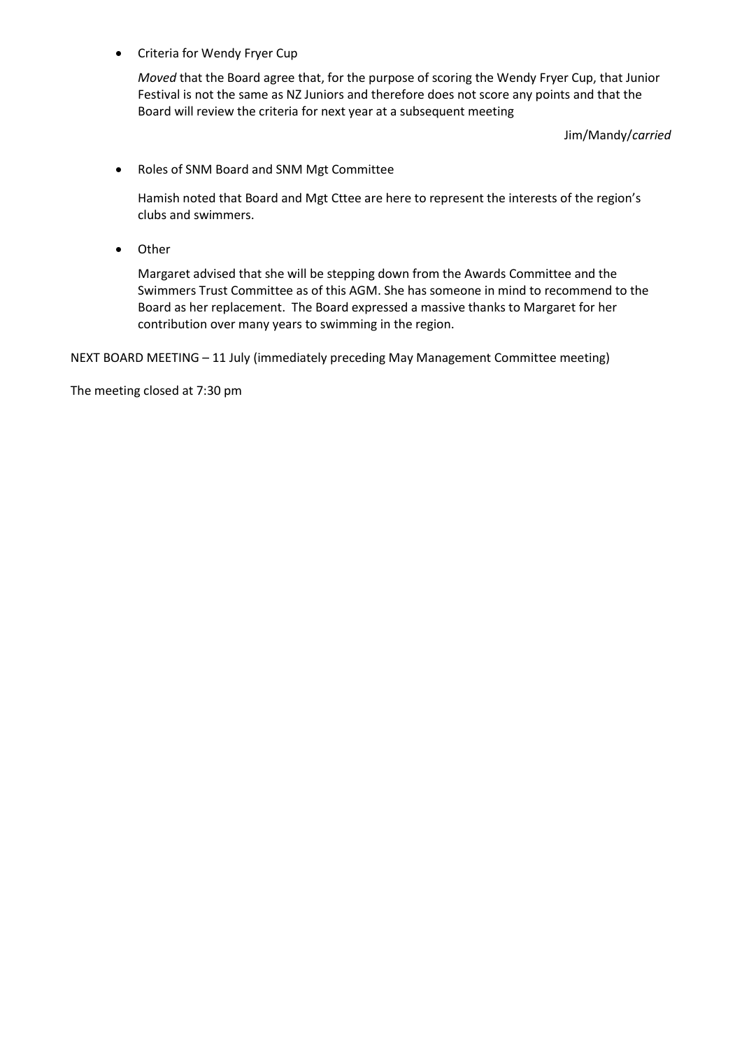- Criteria for Wendy Fryer Cup

  *Moved* that the Board agree that, for the purpose of scoring the Wendy Fryer Cup, that Junior Festival is not the same as NZ Juniors and therefore does not score any points and that the Board will review the criteria for next year at a subsequent meeting

  Jim/Mandy/*carried*

- Roles of SNM Board and SNM Mgt Committee

  Hamish noted that Board and Mgt Cttee are here to represent the interests of the region's clubs and swimmers.

- Other

  Margaret advised that she will be stepping down from the Awards Committee and the Swimmers Trust Committee as of this AGM. She has someone in mind to recommend to the Board as her replacement. The Board expressed a massive thanks to Margaret for her contribution over many years to swimming in the region.

NEXT BOARD MEETING – 11 July (immediately preceding May Management Committee meeting)

The meeting closed at 7:30 pm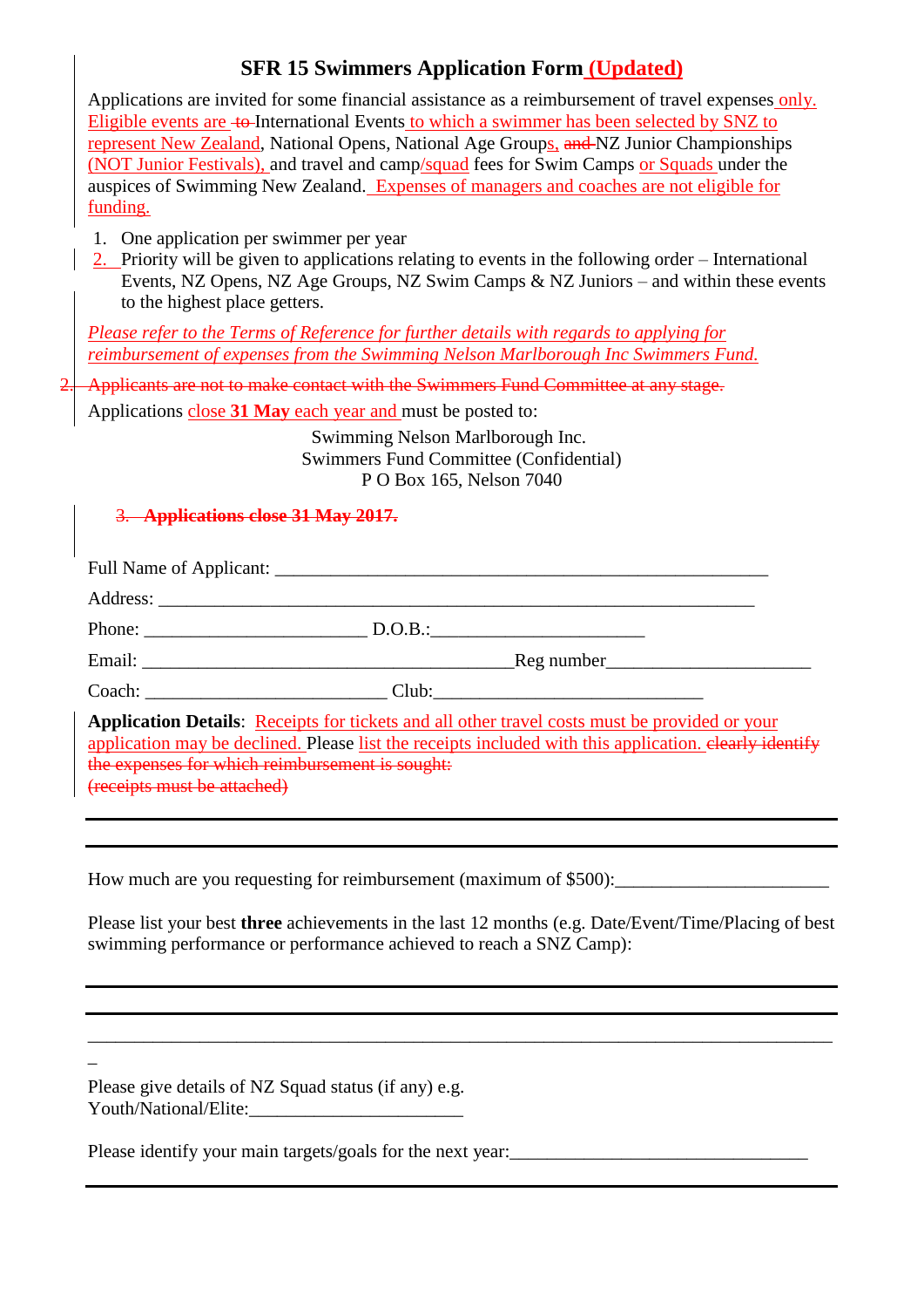# SFR 15 Swimmers Application Form (Updated)

Applications are invited for some financial assistance as a reimbursement of travel expenses ~~to~~ only. Eligible events are International Events to which a swimmer has been selected by SNZ to represent New Zealand, National Opens, National Age Groups, ~~and~~ NZ Junior Championships (NOT Junior Festivals), and travel and camp/squad fees for Swim Camps or Squads under the auspices of Swimming New Zealand. Expenses of managers and coaches are not eligible for funding.

1. One application per swimmer per year
2. Priority will be given to applications relating to events in the following order – International Events, NZ Opens, NZ Age Groups, NZ Swim Camps & NZ Juniors – and within these events to the highest place getters.

*Please refer to the Terms of Reference for further details with regards to applying for reimbursement of expenses from the Swimming Nelson Marlborough Inc Swimmers Fund.*

~~2. Applicants are not to make contact with the Swimmers Fund Committee at any stage.~~

Applications close **31 May** each year and must be posted to:

Swimming Nelson Marlborough Inc.
Swimmers Fund Committee (Confidential)
P O Box 165, Nelson 7040

~~3. **Applications close 31 May 2017.**~~

Full Name of Applicant: ______________________________________________________

Address: __________________________________________________________________

Phone: ________________________ D.O.B.:_______________________

Email: ________________________________________Reg number______________________

Coach: __________________________ Club:_____________________________

**Application Details**: Receipts for tickets and all other travel costs must be provided or your application may be declined. Please list the receipts included with this application. ~~clearly identify the expenses for which reimbursement is sought:~~
~~(receipts must be attached)~~

---

---

How much are you requesting for reimbursement (maximum of $500):_______________________

Please list your best **three** achievements in the last 12 months (e.g. Date/Event/Time/Placing of best swimming performance or performance achieved to reach a SNZ Camp):

---

---

_________________________________________________________________________________
_

Please give details of NZ Squad status (if any) e.g.
Youth/National/Elite:_______________________

Please identify your main targets/goals for the next year:________________________________

---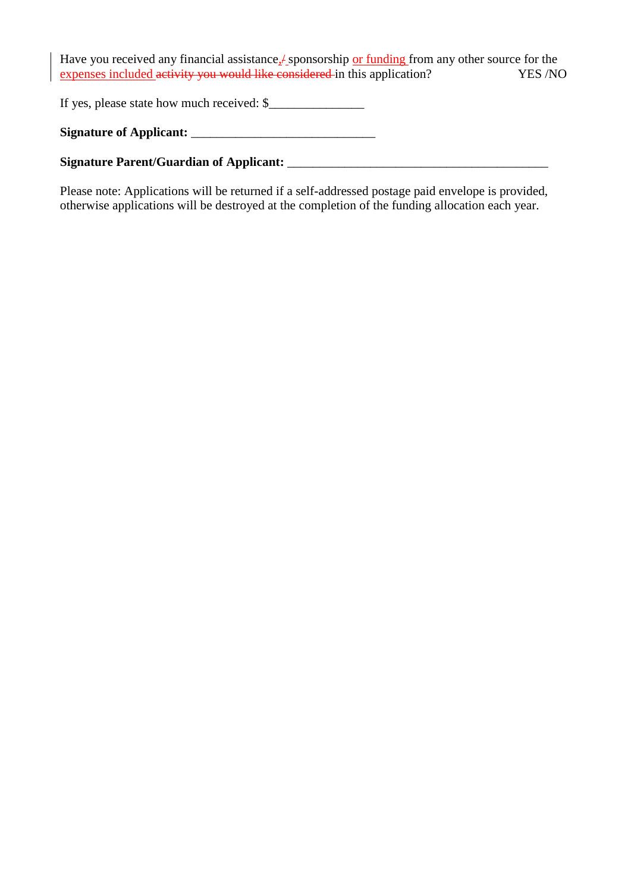Have you received any financial assistance,~~/~~ sponsorship or funding from any other source for the expenses included ~~activity you would like considered~~ in this application? YES /NO

If yes, please state how much received: $_______________

**Signature of Applicant:** _____________________________

**Signature Parent/Guardian of Applicant:** _________________________________________

Please note: Applications will be returned if a self-addressed postage paid envelope is provided, otherwise applications will be destroyed at the completion of the funding allocation each year.